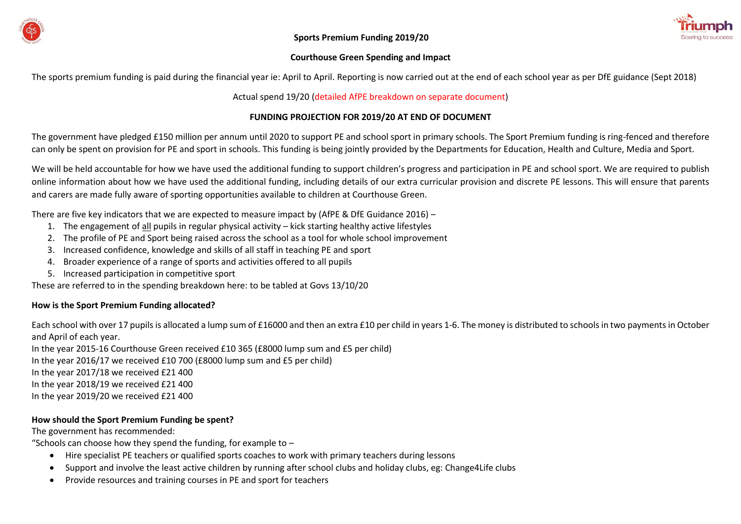# Sports Premium Funding 2019/20

## Courthouse Green Spending and Impact

The sports premium funding is paid during the financial year ie: April to April. Reporting is now carried out at the end of each school year as per DfE guidance (Sept 2018)

Actual spend 19/20 (detailed AfPE breakdown on separate document)

**FUNDING PROJECTION FOR 2019/20 AT END OF DOCUMENT**

The government have pledged £150 million per annum until 2020 to support PE and school sport in primary schools. The Sport Premium funding is ring-fenced and therefore can only be spent on provision for PE and sport in schools. This funding is being jointly provided by the Departments for Education, Health and Culture, Media and Sport.

We will be held accountable for how we have used the additional funding to support children's progress and participation in PE and school sport. We are required to publish online information about how we have used the additional funding, including details of our extra curricular provision and discrete PE lessons. This will ensure that parents and carers are made fully aware of sporting opportunities available to children at Courthouse Green.

There are five key indicators that we are expected to measure impact by (AfPE & DfE Guidance 2016) –

1. The engagement of all pupils in regular physical activity – kick starting healthy active lifestyles
2. The profile of PE and Sport being raised across the school as a tool for whole school improvement
3. Increased confidence, knowledge and skills of all staff in teaching PE and sport
4. Broader experience of a range of sports and activities offered to all pupils
5. Increased participation in competitive sport

These are referred to in the spending breakdown here: to be tabled at Govs 13/10/20

**How is the Sport Premium Funding allocated?**

Each school with over 17 pupils is allocated a lump sum of £16000 and then an extra £10 per child in years 1-6. The money is distributed to schools in two payments in October and April of each year.

In the year 2015-16 Courthouse Green received £10 365 (£8000 lump sum and £5 per child)
In the year 2016/17 we received £10 700 (£8000 lump sum and £5 per child)
In the year 2017/18 we received £21 400
In the year 2018/19 we received £21 400
In the year 2019/20 we received £21 400

**How should the Sport Premium Funding be spent?**

The government has recommended:

"Schools can choose how they spend the funding, for example to –

- Hire specialist PE teachers or qualified sports coaches to work with primary teachers during lessons
- Support and involve the least active children by running after school clubs and holiday clubs, eg: Change4Life clubs
- Provide resources and training courses in PE and sport for teachers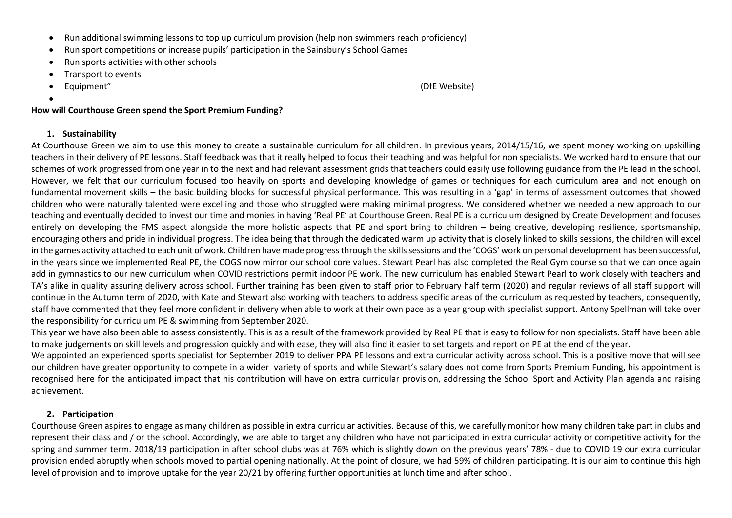- Run additional swimming lessons to top up curriculum provision (help non swimmers reach proficiency)
- Run sport competitions or increase pupils' participation in the Sainsbury's School Games
- Run sports activities with other schools
- Transport to events
- Equipment" (DfE Website)

**How will Courthouse Green spend the Sport Premium Funding?**

1. **Sustainability**

At Courthouse Green we aim to use this money to create a sustainable curriculum for all children. In previous years, 2014/15/16, we spent money working on upskilling teachers in their delivery of PE lessons. Staff feedback was that it really helped to focus their teaching and was helpful for non specialists. We worked hard to ensure that our schemes of work progressed from one year in to the next and had relevant assessment grids that teachers could easily use following guidance from the PE lead in the school. However, we felt that our curriculum focused too heavily on sports and developing knowledge of games or techniques for each curriculum area and not enough on fundamental movement skills – the basic building blocks for successful physical performance. This was resulting in a 'gap' in terms of assessment outcomes that showed children who were naturally talented were excelling and those who struggled were making minimal progress. We considered whether we needed a new approach to our teaching and eventually decided to invest our time and monies in having 'Real PE' at Courthouse Green. Real PE is a curriculum designed by Create Development and focuses entirely on developing the FMS aspect alongside the more holistic aspects that PE and sport bring to children – being creative, developing resilience, sportsmanship, encouraging others and pride in individual progress. The idea being that through the dedicated warm up activity that is closely linked to skills sessions, the children will excel in the games activity attached to each unit of work. Children have made progress through the skills sessions and the 'COGS' work on personal development has been successful, in the years since we implemented Real PE, the COGS now mirror our school core values. Stewart Pearl has also completed the Real Gym course so that we can once again add in gymnastics to our new curriculum when COVID restrictions permit indoor PE work. The new curriculum has enabled Stewart Pearl to work closely with teachers and TA's alike in quality assuring delivery across school. Further training has been given to staff prior to February half term (2020) and regular reviews of all staff support will continue in the Autumn term of 2020, with Kate and Stewart also working with teachers to address specific areas of the curriculum as requested by teachers, consequently, staff have commented that they feel more confident in delivery when able to work at their own pace as a year group with specialist support. Antony Spellman will take over the responsibility for curriculum PE & swimming from September 2020.

This year we have also been able to assess consistently. This is as a result of the framework provided by Real PE that is easy to follow for non specialists. Staff have been able to make judgements on skill levels and progression quickly and with ease, they will also find it easier to set targets and report on PE at the end of the year.

We appointed an experienced sports specialist for September 2019 to deliver PPA PE lessons and extra curricular activity across school. This is a positive move that will see our children have greater opportunity to compete in a wider variety of sports and while Stewart's salary does not come from Sports Premium Funding, his appointment is recognised here for the anticipated impact that his contribution will have on extra curricular provision, addressing the School Sport and Activity Plan agenda and raising achievement.

2. **Participation**

Courthouse Green aspires to engage as many children as possible in extra curricular activities. Because of this, we carefully monitor how many children take part in clubs and represent their class and / or the school. Accordingly, we are able to target any children who have not participated in extra curricular activity or competitive activity for the spring and summer term. 2018/19 participation in after school clubs was at 76% which is slightly down on the previous years' 78% - due to COVID 19 our extra curricular provision ended abruptly when schools moved to partial opening nationally. At the point of closure, we had 59% of children participating. It is our aim to continue this high level of provision and to improve uptake for the year 20/21 by offering further opportunities at lunch time and after school.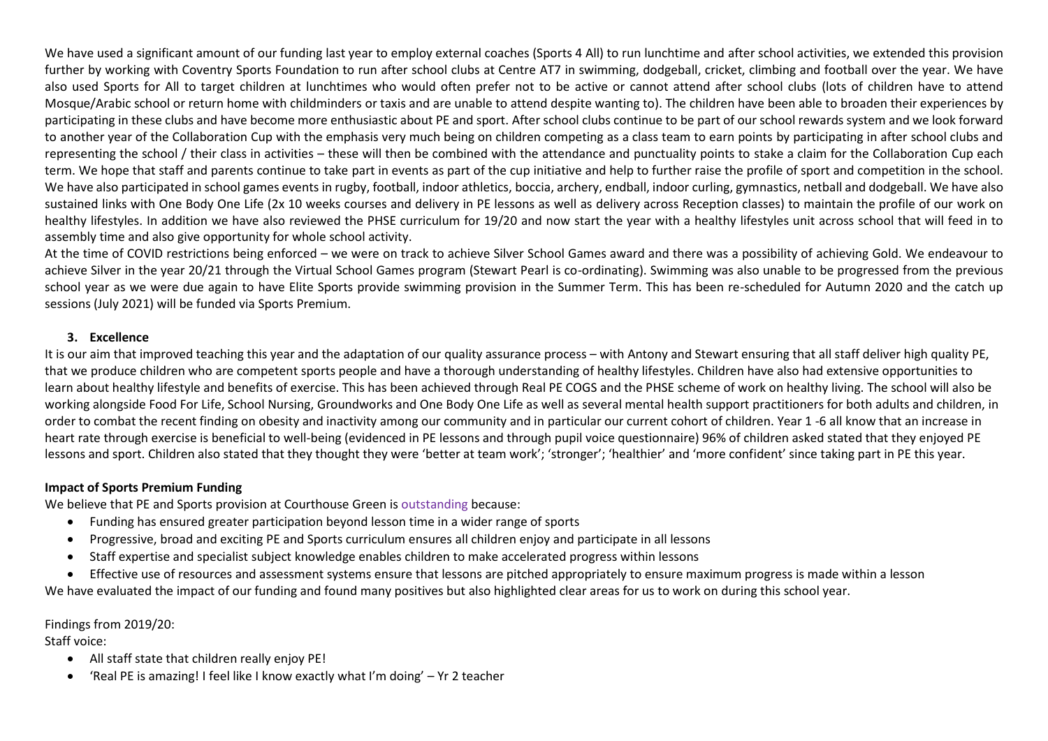We have used a significant amount of our funding last year to employ external coaches (Sports 4 All) to run lunchtime and after school activities, we extended this provision further by working with Coventry Sports Foundation to run after school clubs at Centre AT7 in swimming, dodgeball, cricket, climbing and football over the year. We have also used Sports for All to target children at lunchtimes who would often prefer not to be active or cannot attend after school clubs (lots of children have to attend Mosque/Arabic school or return home with childminders or taxis and are unable to attend despite wanting to). The children have been able to broaden their experiences by participating in these clubs and have become more enthusiastic about PE and sport. After school clubs continue to be part of our school rewards system and we look forward to another year of the Collaboration Cup with the emphasis very much being on children competing as a class team to earn points by participating in after school clubs and representing the school / their class in activities – these will then be combined with the attendance and punctuality points to stake a claim for the Collaboration Cup each term. We hope that staff and parents continue to take part in events as part of the cup initiative and help to further raise the profile of sport and competition in the school. We have also participated in school games events in rugby, football, indoor athletics, boccia, archery, endball, indoor curling, gymnastics, netball and dodgeball. We have also sustained links with One Body One Life (2x 10 weeks courses and delivery in PE lessons as well as delivery across Reception classes) to maintain the profile of our work on healthy lifestyles. In addition we have also reviewed the PHSE curriculum for 19/20 and now start the year with a healthy lifestyles unit across school that will feed in to assembly time and also give opportunity for whole school activity.

At the time of COVID restrictions being enforced – we were on track to achieve Silver School Games award and there was a possibility of achieving Gold. We endeavour to achieve Silver in the year 20/21 through the Virtual School Games program (Stewart Pearl is co-ordinating). Swimming was also unable to be progressed from the previous school year as we were due again to have Elite Sports provide swimming provision in the Summer Term. This has been re-scheduled for Autumn 2020 and the catch up sessions (July 2021) will be funded via Sports Premium.

**3. Excellence**

It is our aim that improved teaching this year and the adaptation of our quality assurance process – with Antony and Stewart ensuring that all staff deliver high quality PE, that we produce children who are competent sports people and have a thorough understanding of healthy lifestyles. Children have also had extensive opportunities to learn about healthy lifestyle and benefits of exercise. This has been achieved through Real PE COGS and the PHSE scheme of work on healthy living. The school will also be working alongside Food For Life, School Nursing, Groundworks and One Body One Life as well as several mental health support practitioners for both adults and children, in order to combat the recent finding on obesity and inactivity among our community and in particular our current cohort of children. Year 1 -6 all know that an increase in heart rate through exercise is beneficial to well-being (evidenced in PE lessons and through pupil voice questionnaire) 96% of children asked stated that they enjoyed PE lessons and sport. Children also stated that they thought they were 'better at team work'; 'stronger'; 'healthier' and 'more confident' since taking part in PE this year.

**Impact of Sports Premium Funding**

We believe that PE and Sports provision at Courthouse Green is outstanding because:

- Funding has ensured greater participation beyond lesson time in a wider range of sports
- Progressive, broad and exciting PE and Sports curriculum ensures all children enjoy and participate in all lessons
- Staff expertise and specialist subject knowledge enables children to make accelerated progress within lessons
- Effective use of resources and assessment systems ensure that lessons are pitched appropriately to ensure maximum progress is made within a lesson

We have evaluated the impact of our funding and found many positives but also highlighted clear areas for us to work on during this school year.

Findings from 2019/20:

Staff voice:

- All staff state that children really enjoy PE!
- 'Real PE is amazing! I feel like I know exactly what I'm doing' – Yr 2 teacher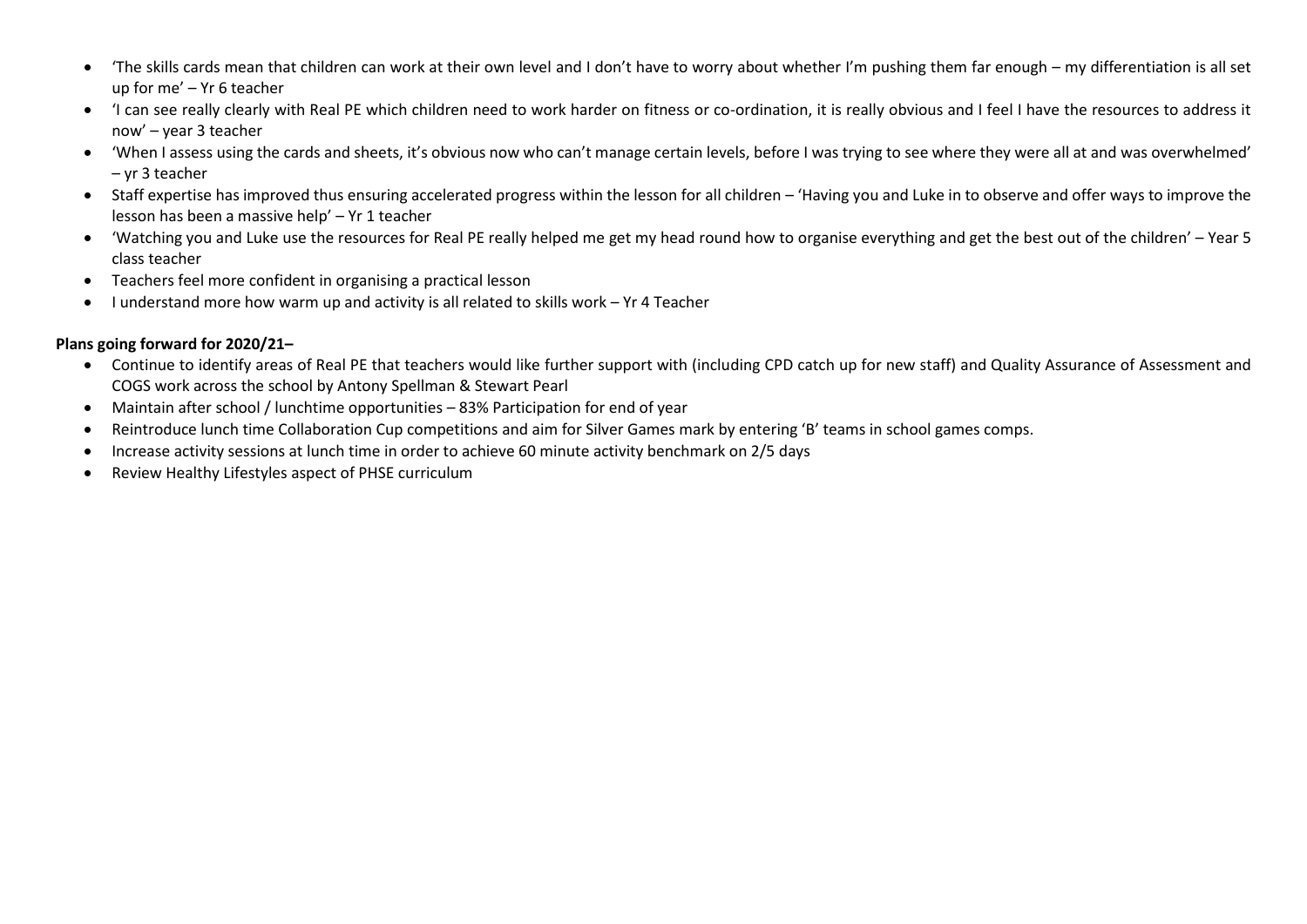- 'The skills cards mean that children can work at their own level and I don't have to worry about whether I'm pushing them far enough – my differentiation is all set up for me' – Yr 6 teacher
- 'I can see really clearly with Real PE which children need to work harder on fitness or co-ordination, it is really obvious and I feel I have the resources to address it now' – year 3 teacher
- 'When I assess using the cards and sheets, it's obvious now who can't manage certain levels, before I was trying to see where they were all at and was overwhelmed' – yr 3 teacher
- Staff expertise has improved thus ensuring accelerated progress within the lesson for all children – 'Having you and Luke in to observe and offer ways to improve the lesson has been a massive help' – Yr 1 teacher
- 'Watching you and Luke use the resources for Real PE really helped me get my head round how to organise everything and get the best out of the children' – Year 5 class teacher
- Teachers feel more confident in organising a practical lesson
- I understand more how warm up and activity is all related to skills work – Yr 4 Teacher

**Plans going forward for 2020/21–**

- Continue to identify areas of Real PE that teachers would like further support with (including CPD catch up for new staff) and Quality Assurance of Assessment and COGS work across the school by Antony Spellman & Stewart Pearl
- Maintain after school / lunchtime opportunities – 83% Participation for end of year
- Reintroduce lunch time Collaboration Cup competitions and aim for Silver Games mark by entering 'B' teams in school games comps.
- Increase activity sessions at lunch time in order to achieve 60 minute activity benchmark on 2/5 days
- Review Healthy Lifestyles aspect of PHSE curriculum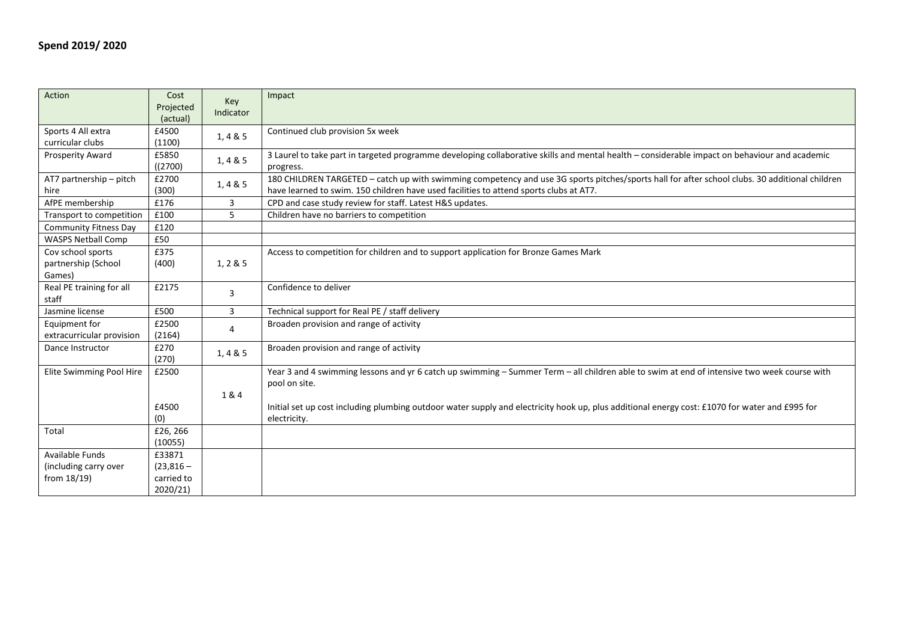## Spend 2019/ 2020

| Action | Cost Projected (actual) | Key Indicator | Impact |
|---|---|---|---|
| Sports 4 All extra curricular clubs | £4500 (1100) | 1, 4 & 5 | Continued club provision 5x week |
| Prosperity Award | £5850 ((2700) | 1, 4 & 5 | 3 Laurel to take part in targeted programme developing collaborative skills and mental health – considerable impact on behaviour and academic progress. |
| AT7 partnership – pitch hire | £2700 (300) | 1, 4 & 5 | 180 CHILDREN TARGETED – catch up with swimming competency and use 3G sports pitches/sports hall for after school clubs. 30 additional children have learned to swim. 150 children have used facilities to attend sports clubs at AT7. |
| AfPE membership | £176 | 3 | CPD and case study review for staff. Latest H&S updates. |
| Transport to competition | £100 | 5 | Children have no barriers to competition |
| Community Fitness Day | £120 | | |
| WASPS Netball Comp | £50 | | |
| Cov school sports partnership (School Games) | £375 (400) | 1, 2 & 5 | Access to competition for children and to support application for Bronze Games Mark |
| Real PE training for all staff | £2175 | 3 | Confidence to deliver |
| Jasmine license | £500 | 3 | Technical support for Real PE / staff delivery |
| Equipment for extracurricular provision | £2500 (2164) | 4 | Broaden provision and range of activity |
| Dance Instructor | £270 (270) | 1, 4 & 5 | Broaden provision and range of activity |
| Elite Swimming Pool Hire | £2500<br><br>£4500 (0) | 1 & 4 | Year 3 and 4 swimming lessons and yr 6 catch up swimming – Summer Term – all children able to swim at end of intensive two week course with pool on site.<br><br>Initial set up cost including plumbing outdoor water supply and electricity hook up, plus additional energy cost: £1070 for water and £995 for electricity. |
| Total | £26, 266 (10055) | | |
| Available Funds (including carry over from 18/19) | £33871 (23,816 – carried to 2020/21) | | |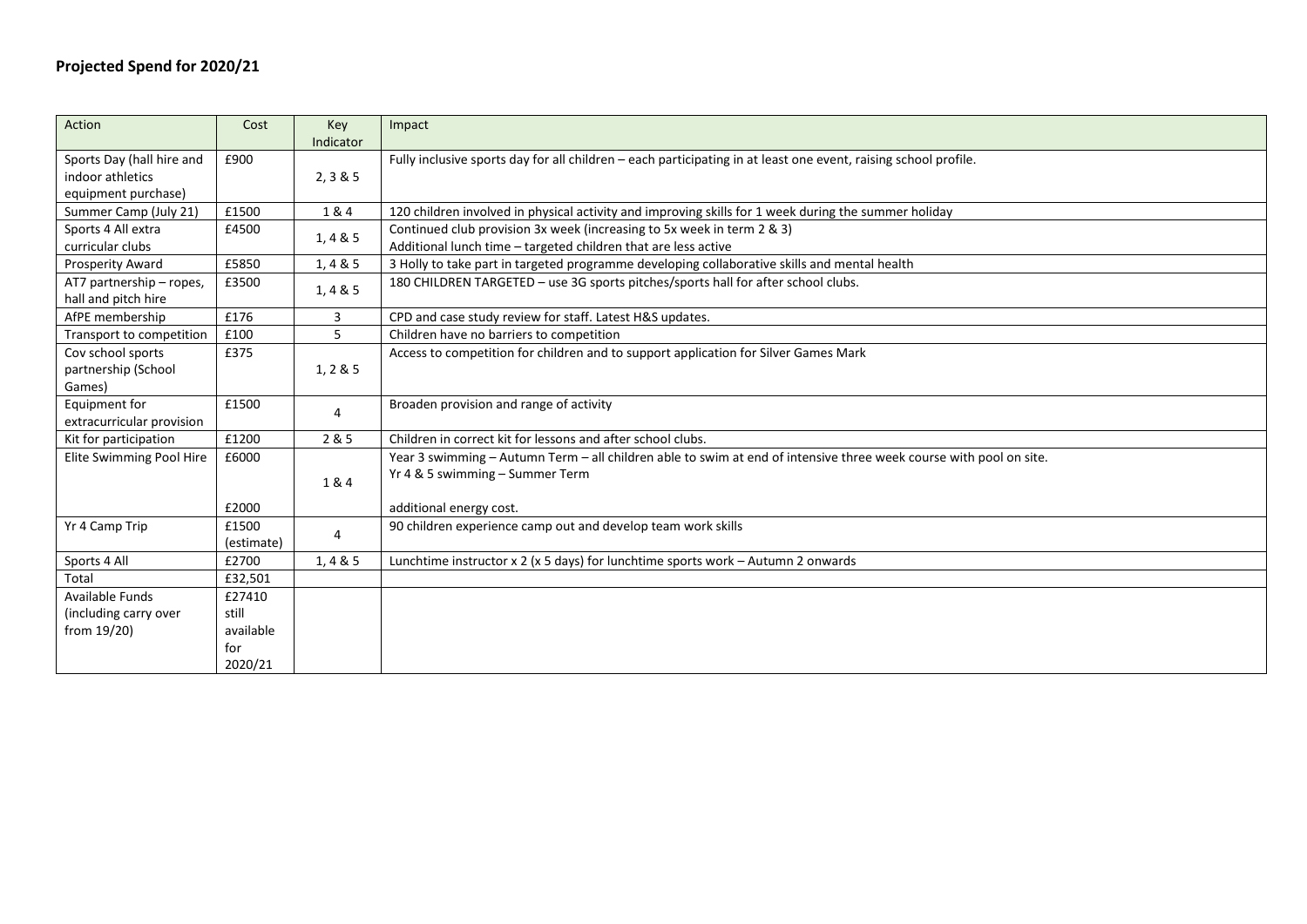## Projected Spend for 2020/21

| Action | Cost | Key Indicator | Impact |
|---|---|---|---|
| Sports Day (hall hire and indoor athletics equipment purchase) | £900 | 2, 3 & 5 | Fully inclusive sports day for all children – each participating in at least one event, raising school profile. |
| Summer Camp (July 21) | £1500 | 1 & 4 | 120 children involved in physical activity and improving skills for 1 week during the summer holiday |
| Sports 4 All extra curricular clubs | £4500 | 1, 4 & 5 | Continued club provision 3x week (increasing to 5x week in term 2 & 3)<br>Additional lunch time – targeted children that are less active |
| Prosperity Award | £5850 | 1, 4 & 5 | 3 Holly to take part in targeted programme developing collaborative skills and mental health |
| AT7 partnership – ropes, hall and pitch hire | £3500 | 1, 4 & 5 | 180 CHILDREN TARGETED – use 3G sports pitches/sports hall for after school clubs. |
| AfPE membership | £176 | 3 | CPD and case study review for staff. Latest H&S updates. |
| Transport to competition | £100 | 5 | Children have no barriers to competition |
| Cov school sports partnership (School Games) | £375 | 1, 2 & 5 | Access to competition for children and to support application for Silver Games Mark |
| Equipment for extracurricular provision | £1500 | 4 | Broaden provision and range of activity |
| Kit for participation | £1200 | 2 & 5 | Children in correct kit for lessons and after school clubs. |
| Elite Swimming Pool Hire | £6000<br><br>£2000 | 1 & 4 | Year 3 swimming – Autumn Term – all children able to swim at end of intensive three week course with pool on site.<br>Yr 4 & 5 swimming – Summer Term<br><br>additional energy cost. |
| Yr 4 Camp Trip | £1500 (estimate) | 4 | 90 children experience camp out and develop team work skills |
| Sports 4 All | £2700 | 1, 4 & 5 | Lunchtime instructor x 2 (x 5 days) for lunchtime sports work – Autumn 2 onwards |
| Total | £32,501 | | |
| Available Funds (including carry over from 19/20) | £27410 still available for 2020/21 | | |